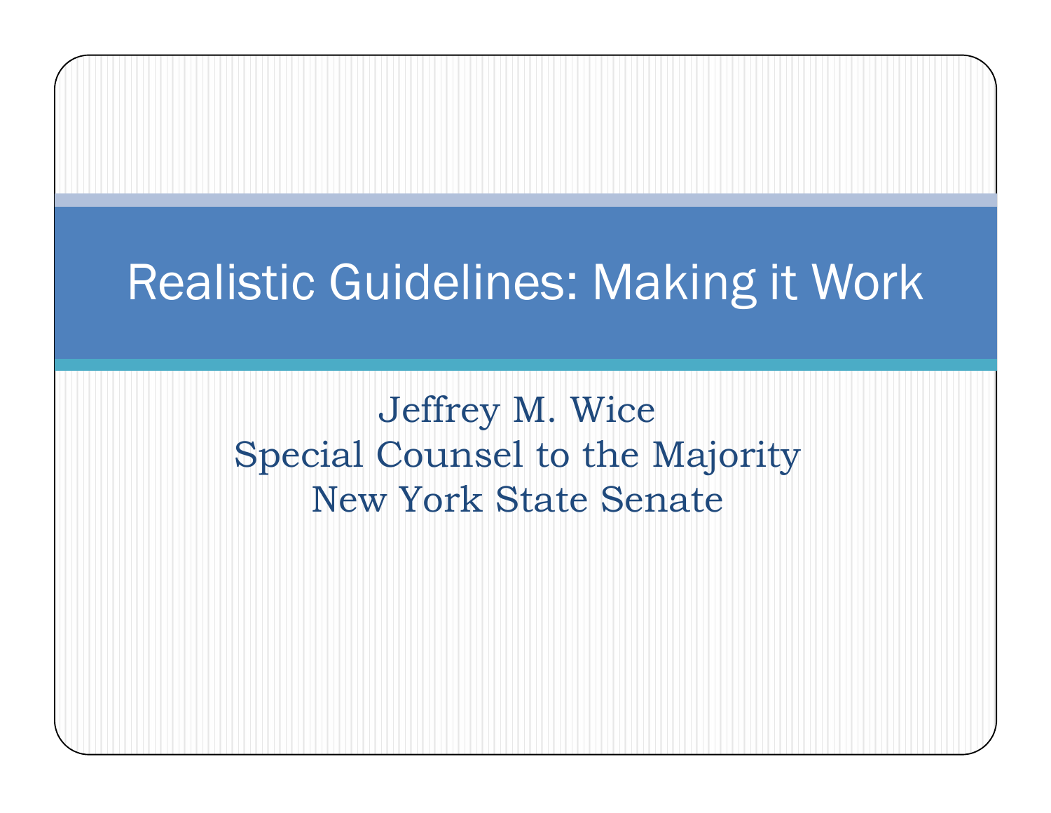# Realistic Guidelines: Making it Work

Jeffrey M. Wice
Special Counsel to the Majority
New York State Senate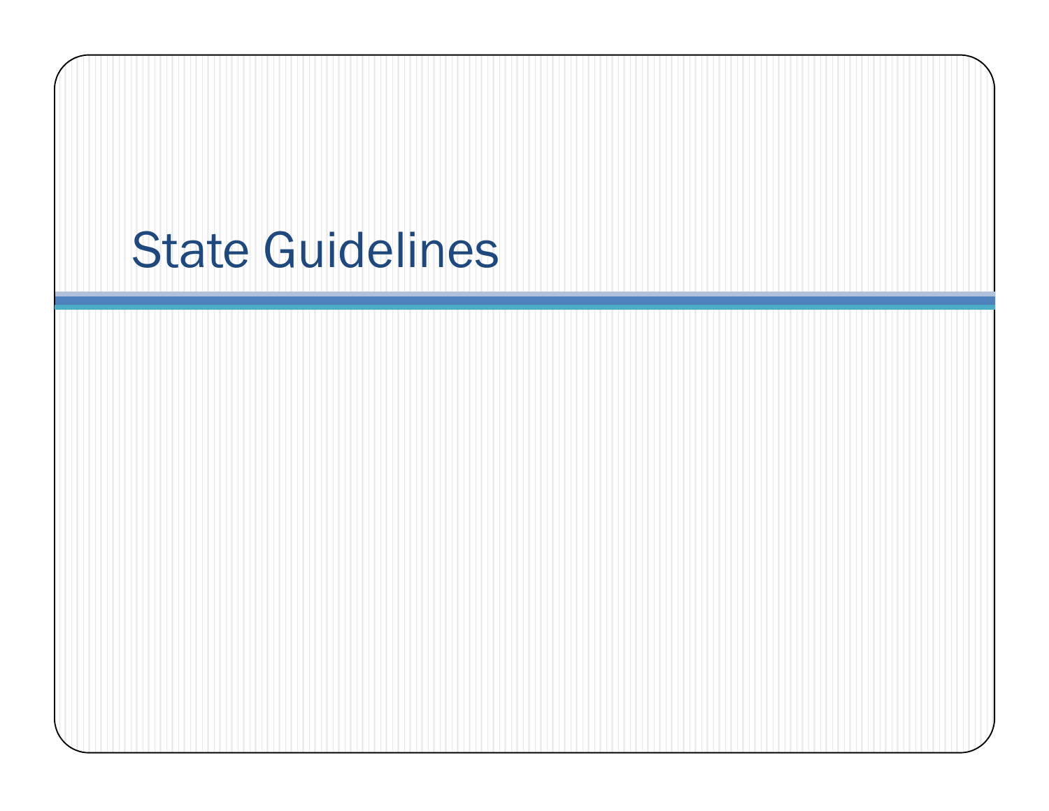# State Guidelines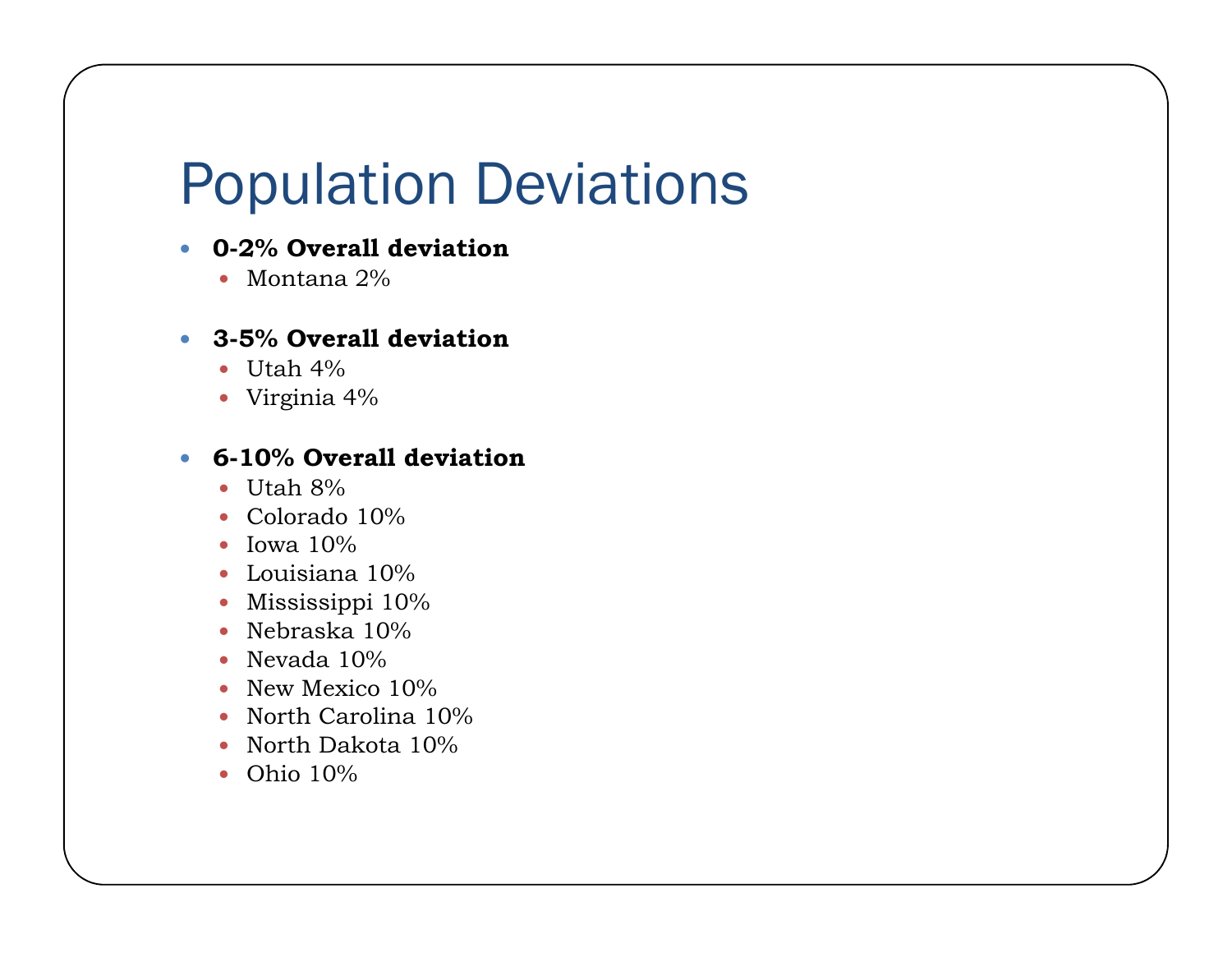# Population Deviations

- **0-2% Overall deviation**
  - Montana 2%
- **3-5% Overall deviation**
  - Utah 4%
  - Virginia 4%
- **6-10% Overall deviation**
  - Utah 8%
  - Colorado 10%
  - Iowa 10%
  - Louisiana 10%
  - Mississippi 10%
  - Nebraska 10%
  - Nevada 10%
  - New Mexico 10%
  - North Carolina 10%
  - North Dakota 10%
  - Ohio 10%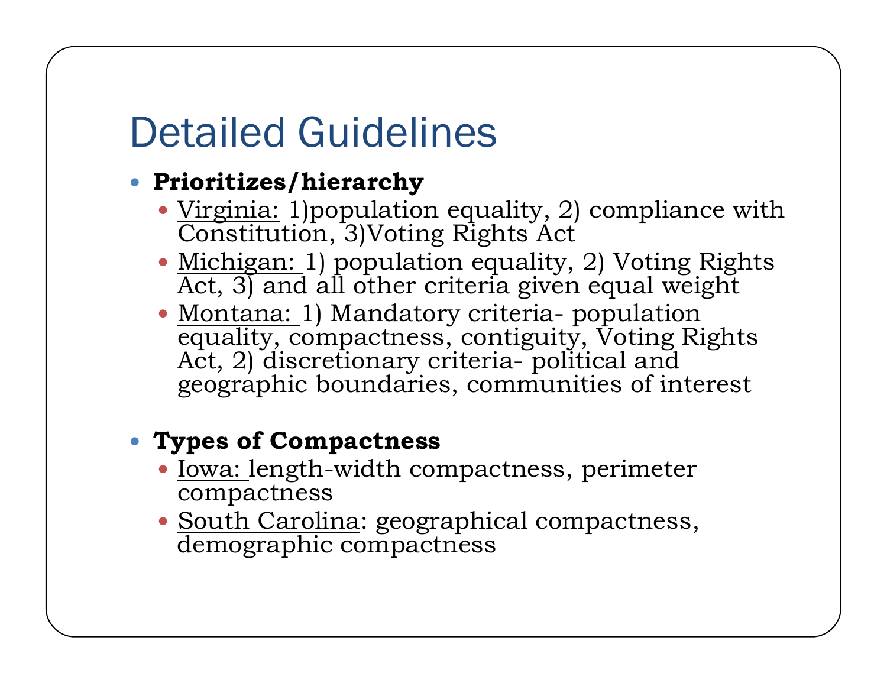# Detailed Guidelines

- **Prioritizes/hierarchy**
  - Virginia: 1)population equality, 2) compliance with Constitution, 3)Voting Rights Act
  - Michigan: 1) population equality, 2) Voting Rights Act, 3) and all other criteria given equal weight
  - Montana: 1) Mandatory criteria- population equality, compactness, contiguity, Voting Rights Act, 2) discretionary criteria- political and geographic boundaries, communities of interest

- **Types of Compactness**
  - Iowa: length-width compactness, perimeter compactness
  - South Carolina: geographical compactness, demographic compactness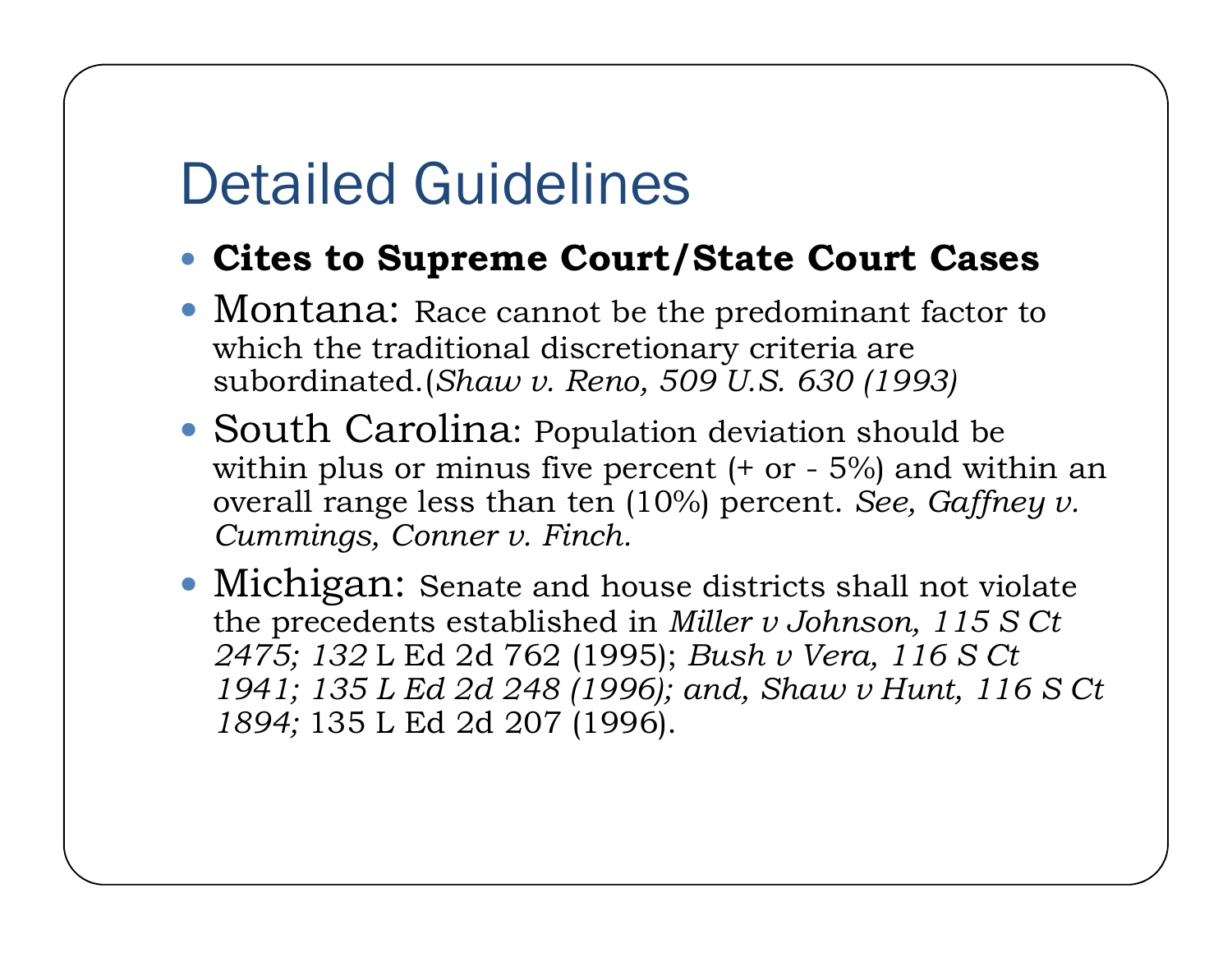# Detailed Guidelines

- **Cites to Supreme Court/State Court Cases**
- Montana: Race cannot be the predominant factor to which the traditional discretionary criteria are subordinated.(*Shaw v. Reno, 509 U.S. 630 (1993)*
- South Carolina: Population deviation should be within plus or minus five percent (+ or - 5%) and within an overall range less than ten (10%) percent. *See, Gaffney v. Cummings, Conner v. Finch.*
- Michigan: Senate and house districts shall not violate the precedents established in *Miller v Johnson, 115 S Ct 2475; 132* L Ed 2d 762 (1995); *Bush v Vera, 116 S Ct 1941; 135 L Ed 2d 248 (1996); and, Shaw v Hunt, 116 S Ct 1894;* 135 L Ed 2d 207 (1996).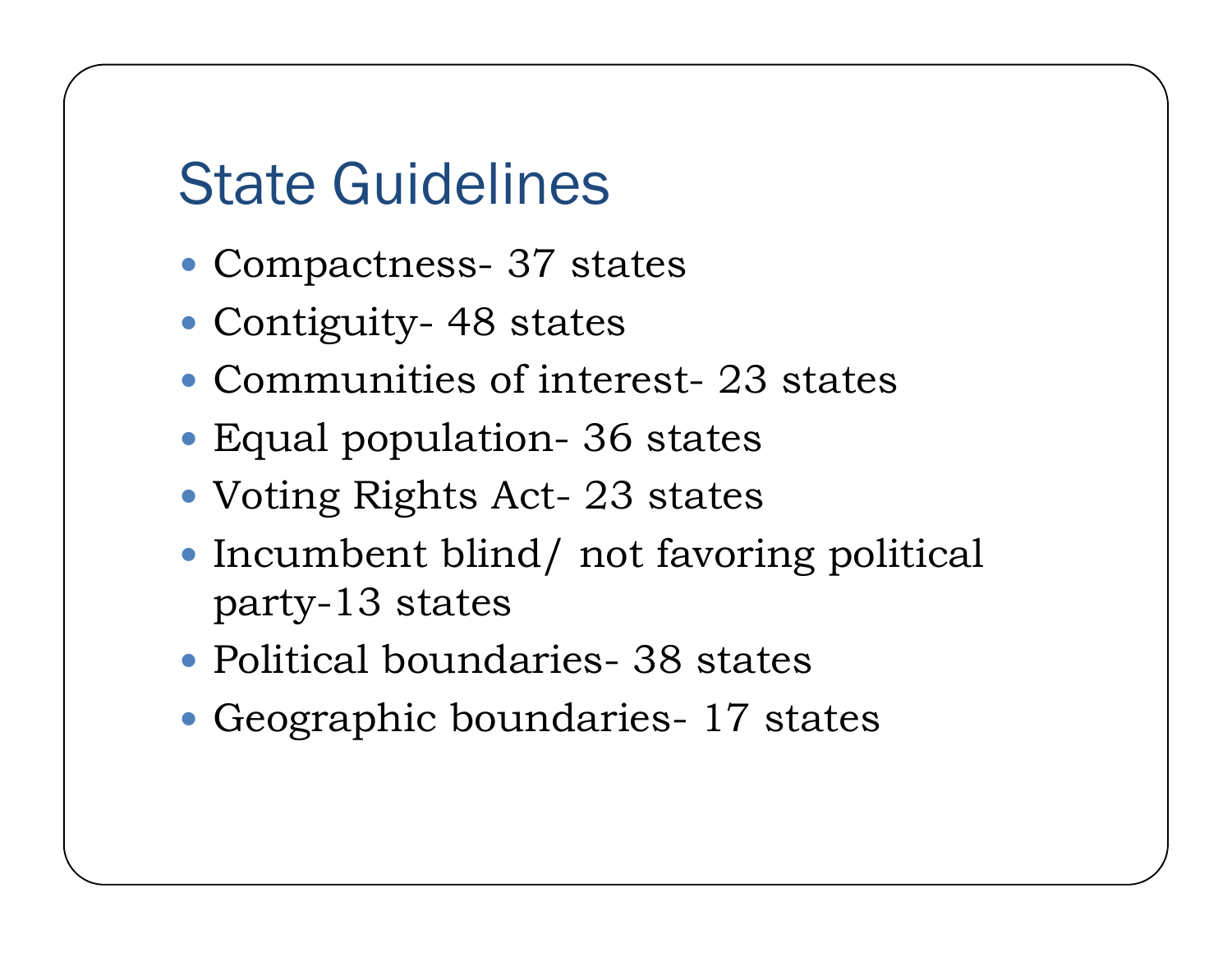# State Guidelines

- Compactness- 37 states
- Contiguity- 48 states
- Communities of interest- 23 states
- Equal population- 36 states
- Voting Rights Act- 23 states
- Incumbent blind/ not favoring political party-13 states
- Political boundaries- 38 states
- Geographic boundaries- 17 states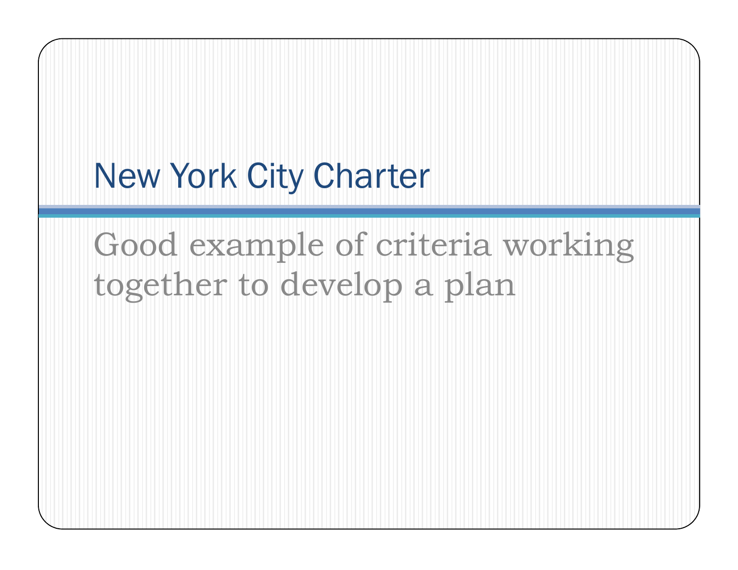# New York City Charter

Good example of criteria working together to develop a plan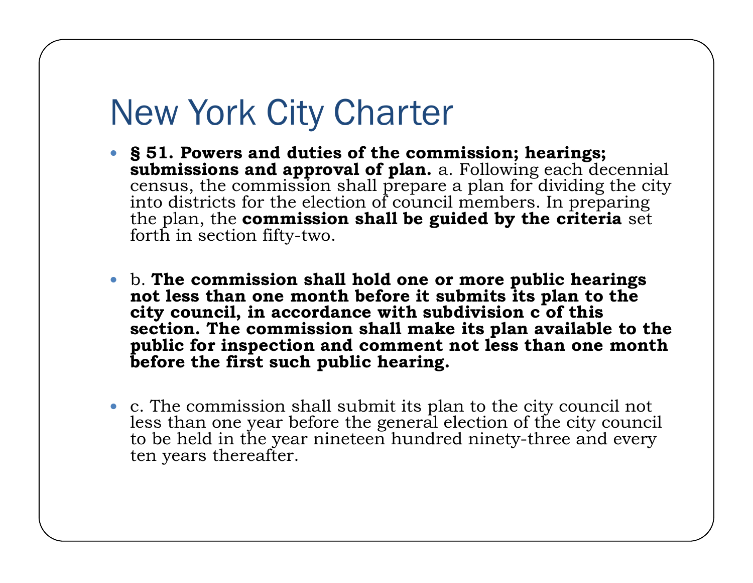# New York City Charter

- **§ 51. Powers and duties of the commission; hearings; submissions and approval of plan.** a. Following each decennial census, the commission shall prepare a plan for dividing the city into districts for the election of council members. In preparing the plan, the **commission shall be guided by the criteria** set forth in section fifty-two.

- b. **The commission shall hold one or more public hearings not less than one month before it submits its plan to the city council, in accordance with subdivision c of this section. The commission shall make its plan available to the public for inspection and comment not less than one month before the first such public hearing.**

- c. The commission shall submit its plan to the city council not less than one year before the general election of the city council to be held in the year nineteen hundred ninety-three and every ten years thereafter.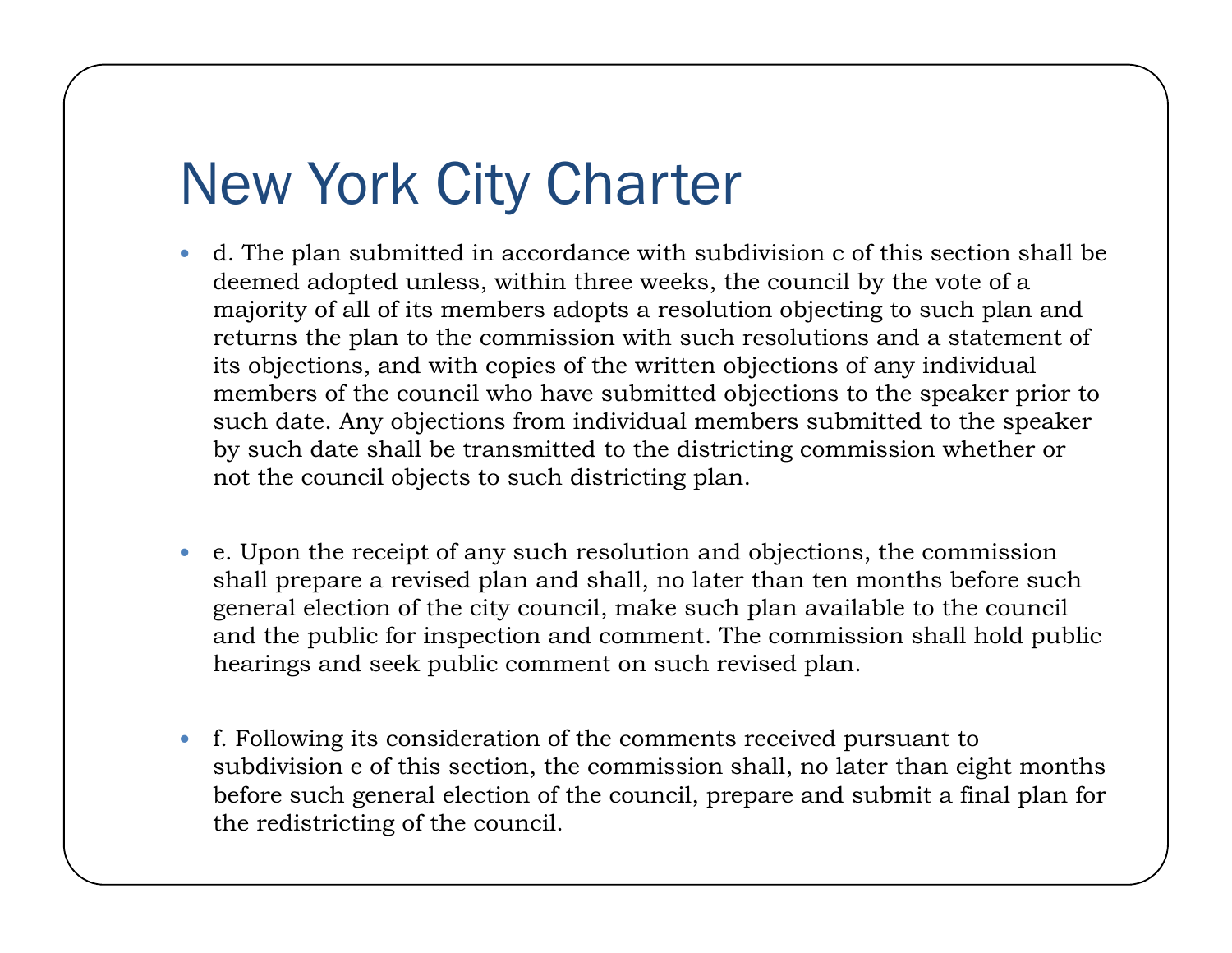# New York City Charter

- d. The plan submitted in accordance with subdivision c of this section shall be deemed adopted unless, within three weeks, the council by the vote of a majority of all of its members adopts a resolution objecting to such plan and returns the plan to the commission with such resolutions and a statement of its objections, and with copies of the written objections of any individual members of the council who have submitted objections to the speaker prior to such date. Any objections from individual members submitted to the speaker by such date shall be transmitted to the districting commission whether or not the council objects to such districting plan.

- e. Upon the receipt of any such resolution and objections, the commission shall prepare a revised plan and shall, no later than ten months before such general election of the city council, make such plan available to the council and the public for inspection and comment. The commission shall hold public hearings and seek public comment on such revised plan.

- f. Following its consideration of the comments received pursuant to subdivision e of this section, the commission shall, no later than eight months before such general election of the council, prepare and submit a final plan for the redistricting of the council.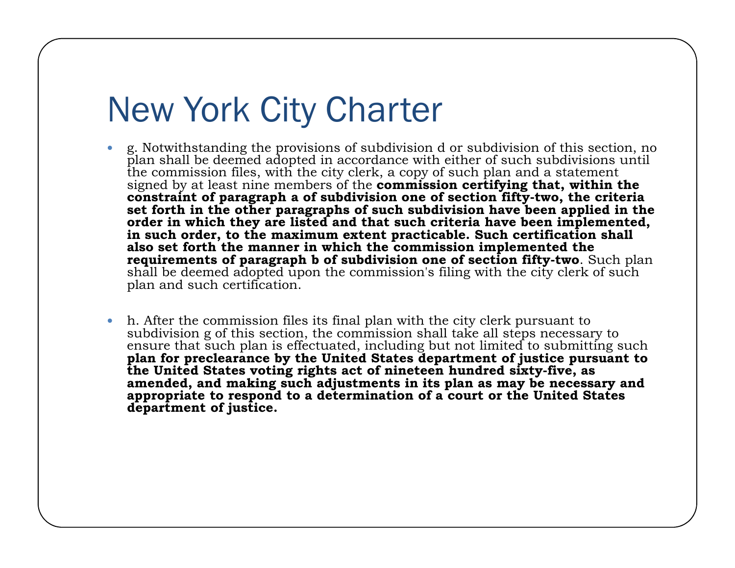# New York City Charter

- g. Notwithstanding the provisions of subdivision d or subdivision of this section, no plan shall be deemed adopted in accordance with either of such subdivisions until the commission files, with the city clerk, a copy of such plan and a statement signed by at least nine members of the **commission certifying that, within the constraint of paragraph a of subdivision one of section fifty-two, the criteria set forth in the other paragraphs of such subdivision have been applied in the order in which they are listed and that such criteria have been implemented, in such order, to the maximum extent practicable. Such certification shall also set forth the manner in which the commission implemented the requirements of paragraph b of subdivision one of section fifty-two**. Such plan shall be deemed adopted upon the commission's filing with the city clerk of such plan and such certification.

- h. After the commission files its final plan with the city clerk pursuant to subdivision g of this section, the commission shall take all steps necessary to ensure that such plan is effectuated, including but not limited to submitting such **plan for preclearance by the United States department of justice pursuant to the United States voting rights act of nineteen hundred sixty-five, as amended, and making such adjustments in its plan as may be necessary and appropriate to respond to a determination of a court or the United States department of justice.**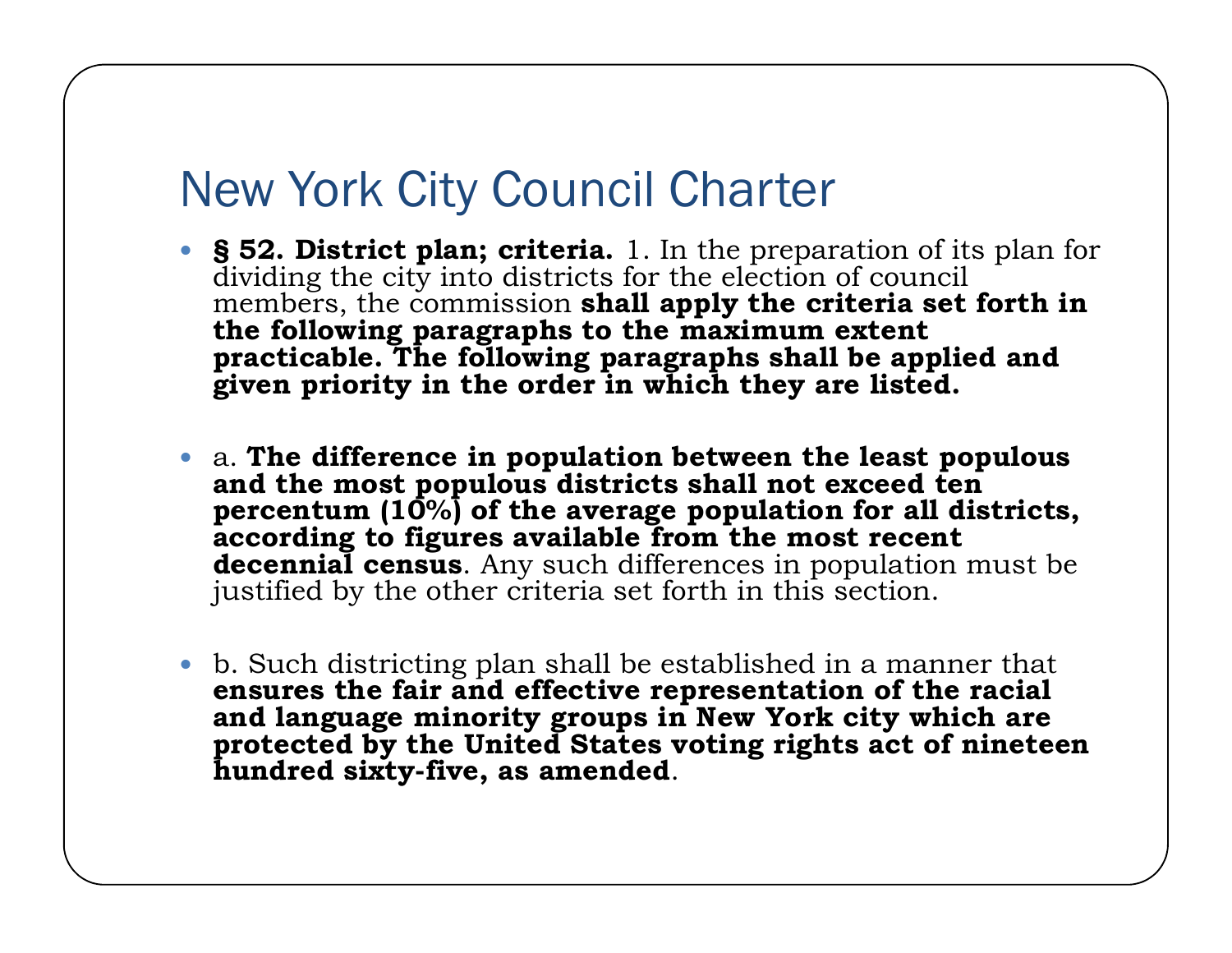# New York City Council Charter

- **§ 52. District plan; criteria.** 1. In the preparation of its plan for dividing the city into districts for the election of council members, the commission **shall apply the criteria set forth in the following paragraphs to the maximum extent practicable. The following paragraphs shall be applied and given priority in the order in which they are listed.**

- a. **The difference in population between the least populous and the most populous districts shall not exceed ten percentum (10%) of the average population for all districts, according to figures available from the most recent decennial census**. Any such differences in population must be justified by the other criteria set forth in this section.

- b. Such districting plan shall be established in a manner that **ensures the fair and effective representation of the racial and language minority groups in New York city which are protected by the United States voting rights act of nineteen hundred sixty-five, as amended**.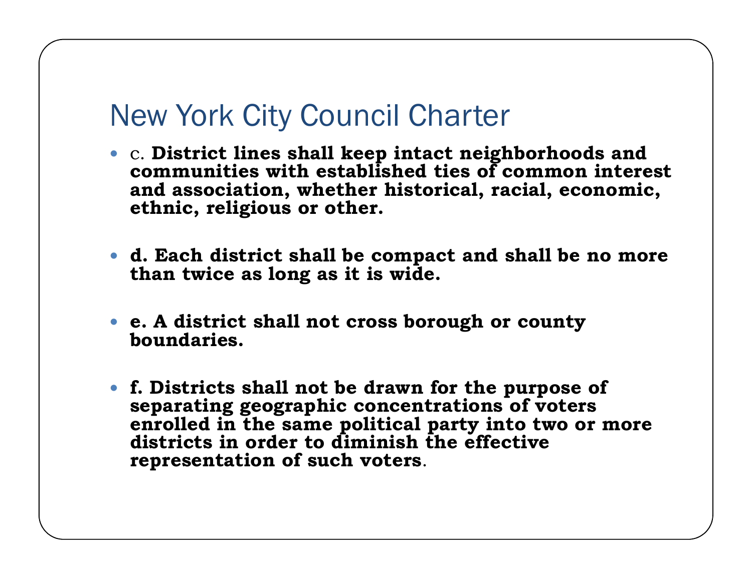# New York City Council Charter

- c. **District lines shall keep intact neighborhoods and communities with established ties of common interest and association, whether historical, racial, economic, ethnic, religious or other.**

- **d. Each district shall be compact and shall be no more than twice as long as it is wide.**

- **e. A district shall not cross borough or county boundaries.**

- **f. Districts shall not be drawn for the purpose of separating geographic concentrations of voters enrolled in the same political party into two or more districts in order to diminish the effective representation of such voters**.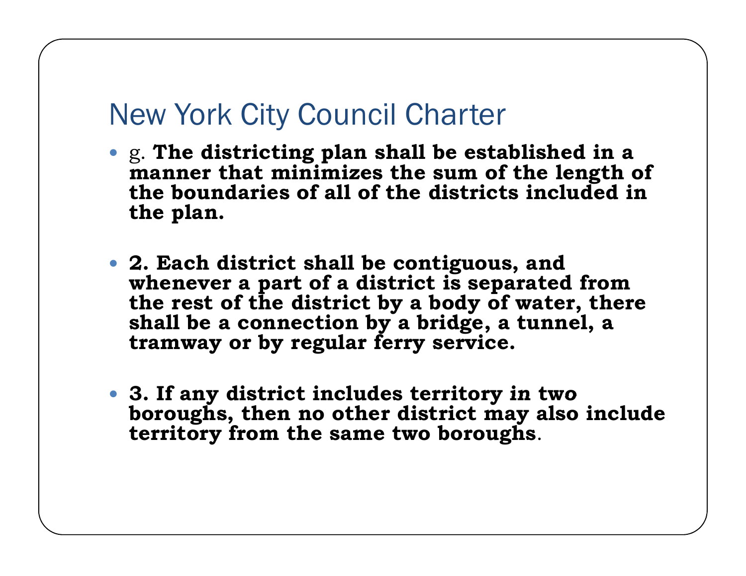# New York City Council Charter

- g. **The districting plan shall be established in a manner that minimizes the sum of the length of the boundaries of all of the districts included in the plan.**

- **2. Each district shall be contiguous, and whenever a part of a district is separated from the rest of the district by a body of water, there shall be a connection by a bridge, a tunnel, a tramway or by regular ferry service.**

- **3. If any district includes territory in two boroughs, then no other district may also include territory from the same two boroughs**.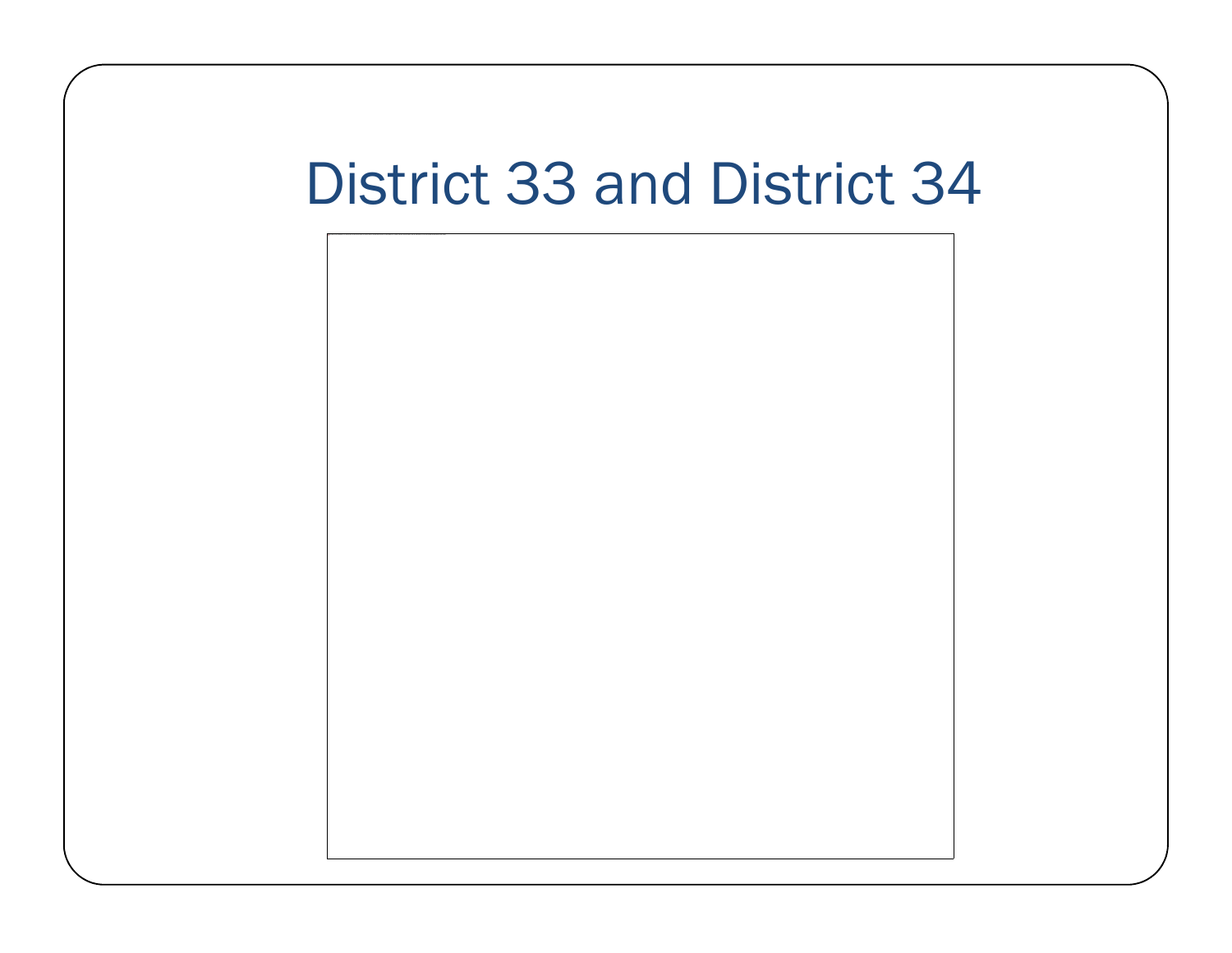# District 33 and District 34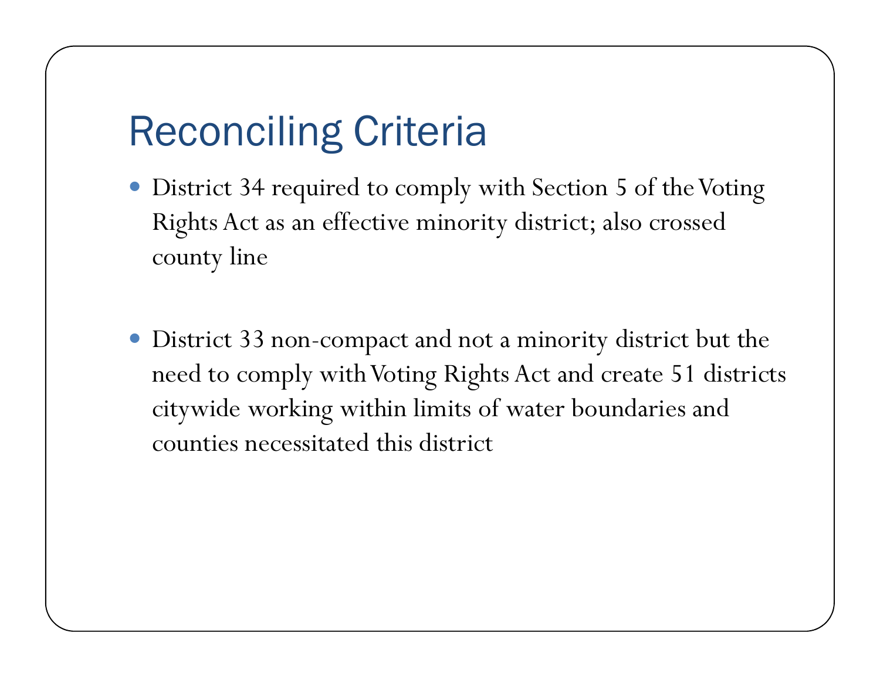# Reconciling Criteria

- District 34 required to comply with Section 5 of the Voting Rights Act as an effective minority district; also crossed county line

- District 33 non-compact and not a minority district but the need to comply with Voting Rights Act and create 51 districts citywide working within limits of water boundaries and counties necessitated this district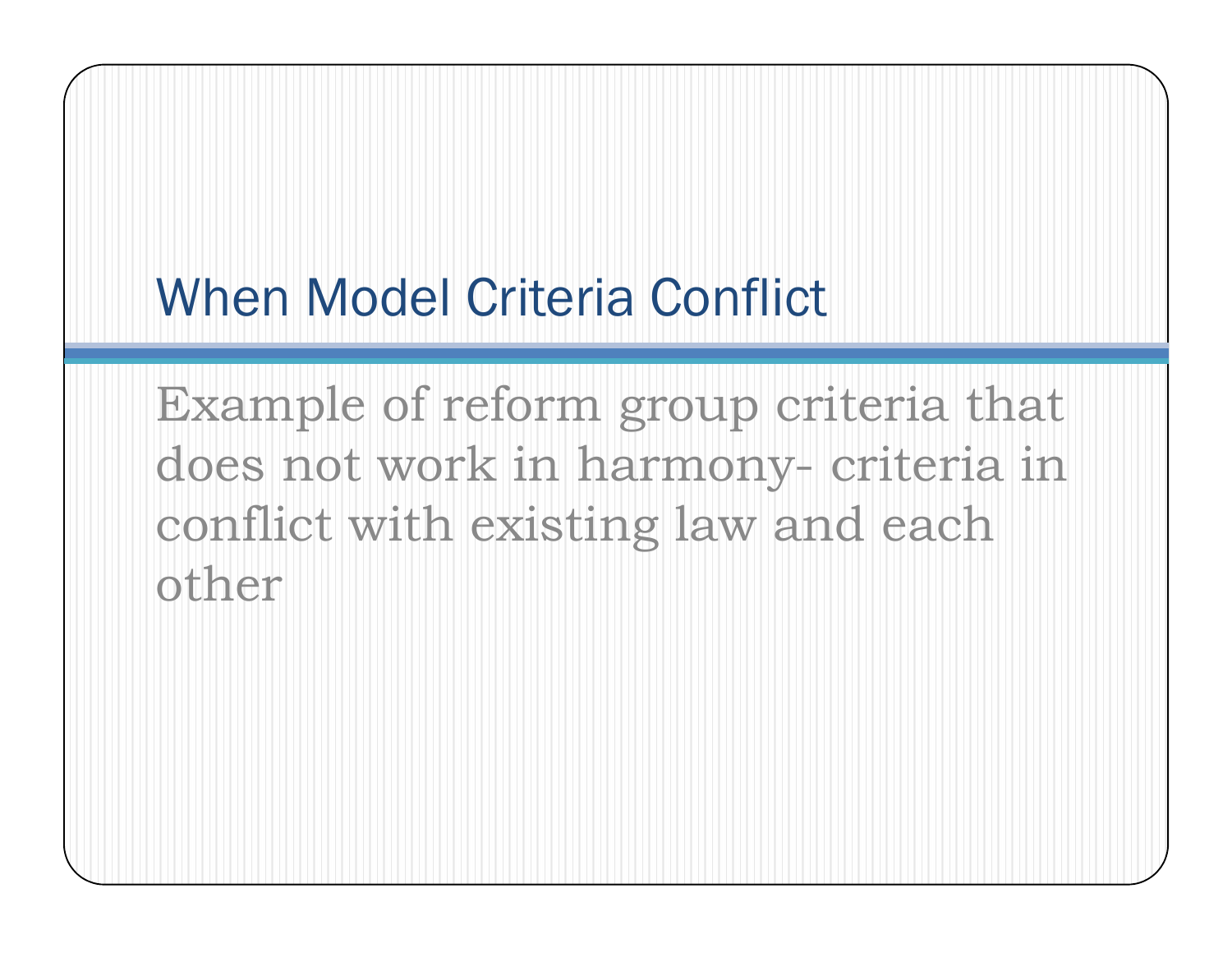# When Model Criteria Conflict

Example of reform group criteria that does not work in harmony- criteria in conflict with existing law and each other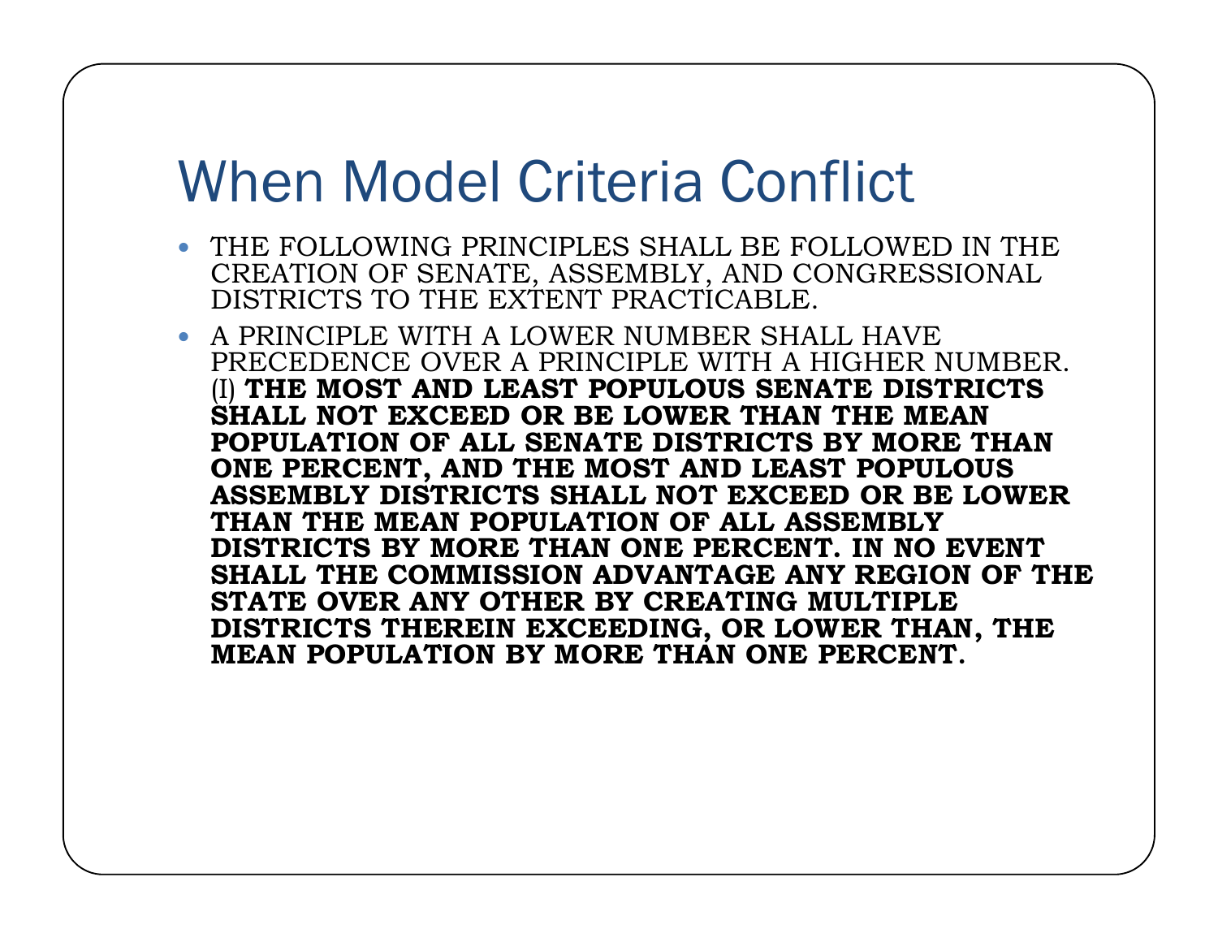# When Model Criteria Conflict

- THE FOLLOWING PRINCIPLES SHALL BE FOLLOWED IN THE CREATION OF SENATE, ASSEMBLY, AND CONGRESSIONAL DISTRICTS TO THE EXTENT PRACTICABLE.
- A PRINCIPLE WITH A LOWER NUMBER SHALL HAVE PRECEDENCE OVER A PRINCIPLE WITH A HIGHER NUMBER. (I) **THE MOST AND LEAST POPULOUS SENATE DISTRICTS SHALL NOT EXCEED OR BE LOWER THAN THE MEAN POPULATION OF ALL SENATE DISTRICTS BY MORE THAN ONE PERCENT, AND THE MOST AND LEAST POPULOUS ASSEMBLY DISTRICTS SHALL NOT EXCEED OR BE LOWER THAN THE MEAN POPULATION OF ALL ASSEMBLY DISTRICTS BY MORE THAN ONE PERCENT. IN NO EVENT SHALL THE COMMISSION ADVANTAGE ANY REGION OF THE STATE OVER ANY OTHER BY CREATING MULTIPLE DISTRICTS THEREIN EXCEEDING, OR LOWER THAN, THE MEAN POPULATION BY MORE THAN ONE PERCENT.**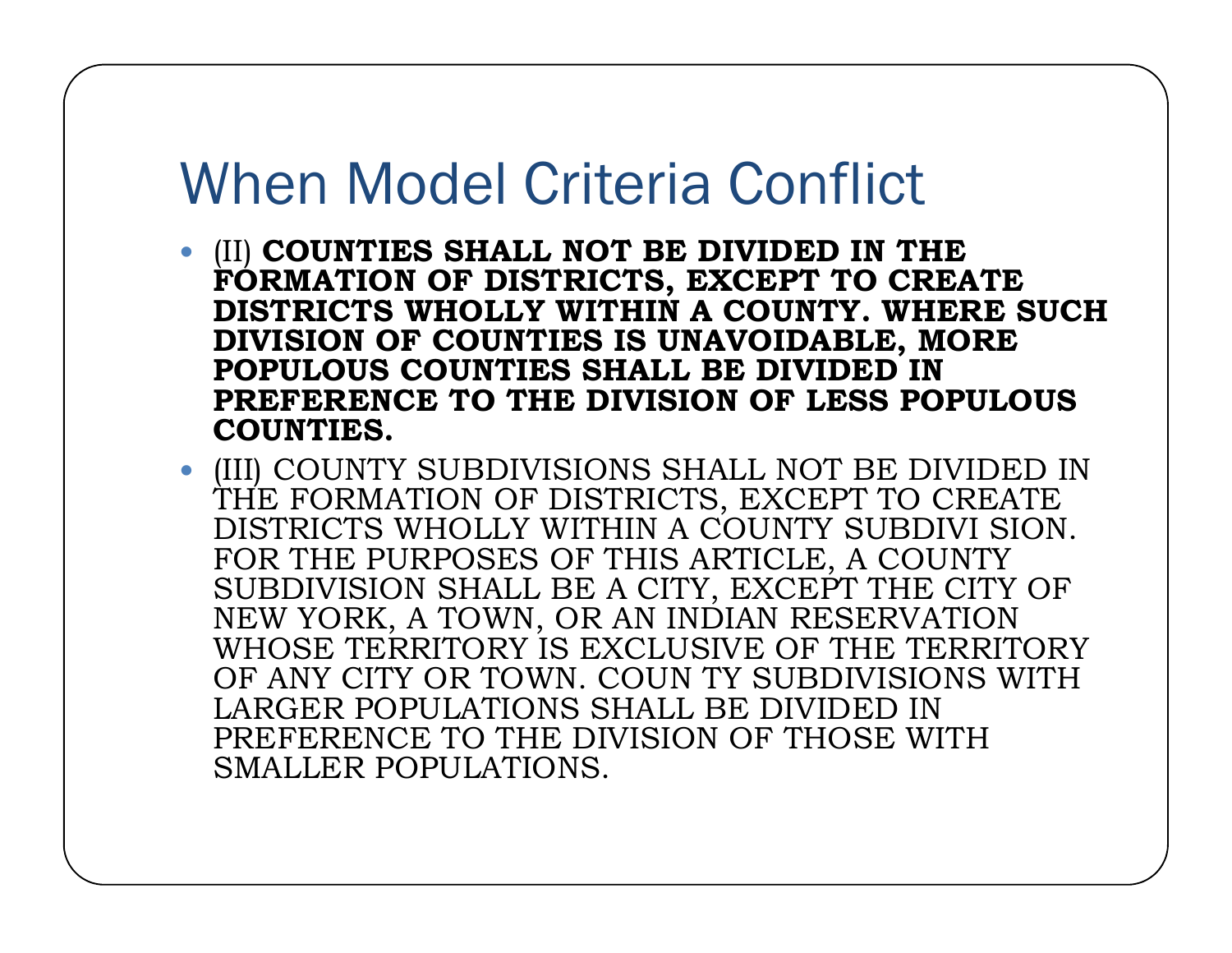# When Model Criteria Conflict

- (II) **COUNTIES SHALL NOT BE DIVIDED IN THE FORMATION OF DISTRICTS, EXCEPT TO CREATE DISTRICTS WHOLLY WITHIN A COUNTY. WHERE SUCH DIVISION OF COUNTIES IS UNAVOIDABLE, MORE POPULOUS COUNTIES SHALL BE DIVIDED IN PREFERENCE TO THE DIVISION OF LESS POPULOUS COUNTIES.**
- (III) COUNTY SUBDIVISIONS SHALL NOT BE DIVIDED IN THE FORMATION OF DISTRICTS, EXCEPT TO CREATE DISTRICTS WHOLLY WITHIN A COUNTY SUBDIVI SION. FOR THE PURPOSES OF THIS ARTICLE, A COUNTY SUBDIVISION SHALL BE A CITY, EXCEPT THE CITY OF NEW YORK, A TOWN, OR AN INDIAN RESERVATION WHOSE TERRITORY IS EXCLUSIVE OF THE TERRITORY OF ANY CITY OR TOWN. COUN TY SUBDIVISIONS WITH LARGER POPULATIONS SHALL BE DIVIDED IN PREFERENCE TO THE DIVISION OF THOSE WITH SMALLER POPULATIONS.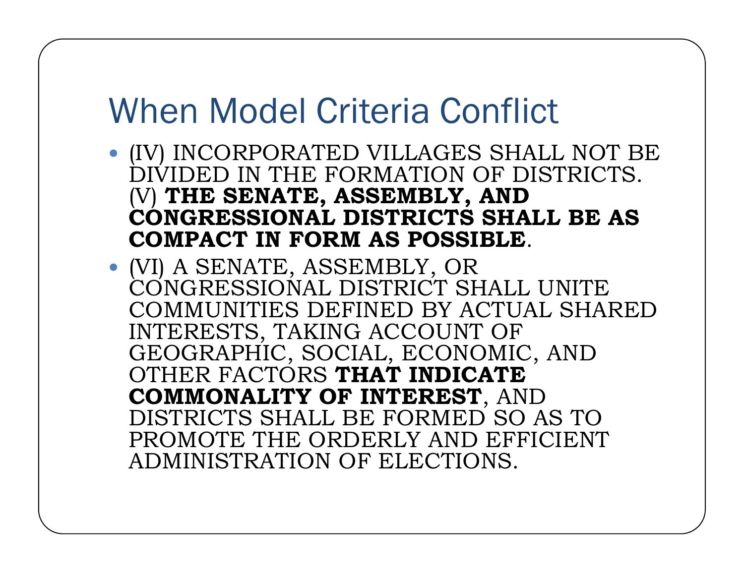# When Model Criteria Conflict

- (IV) INCORPORATED VILLAGES SHALL NOT BE DIVIDED IN THE FORMATION OF DISTRICTS. (V) **THE SENATE, ASSEMBLY, AND CONGRESSIONAL DISTRICTS SHALL BE AS COMPACT IN FORM AS POSSIBLE**.
- (VI) A SENATE, ASSEMBLY, OR CONGRESSIONAL DISTRICT SHALL UNITE COMMUNITIES DEFINED BY ACTUAL SHARED INTERESTS, TAKING ACCOUNT OF GEOGRAPHIC, SOCIAL, ECONOMIC, AND OTHER FACTORS **THAT INDICATE COMMONALITY OF INTEREST**, AND DISTRICTS SHALL BE FORMED SO AS TO PROMOTE THE ORDERLY AND EFFICIENT ADMINISTRATION OF ELECTIONS.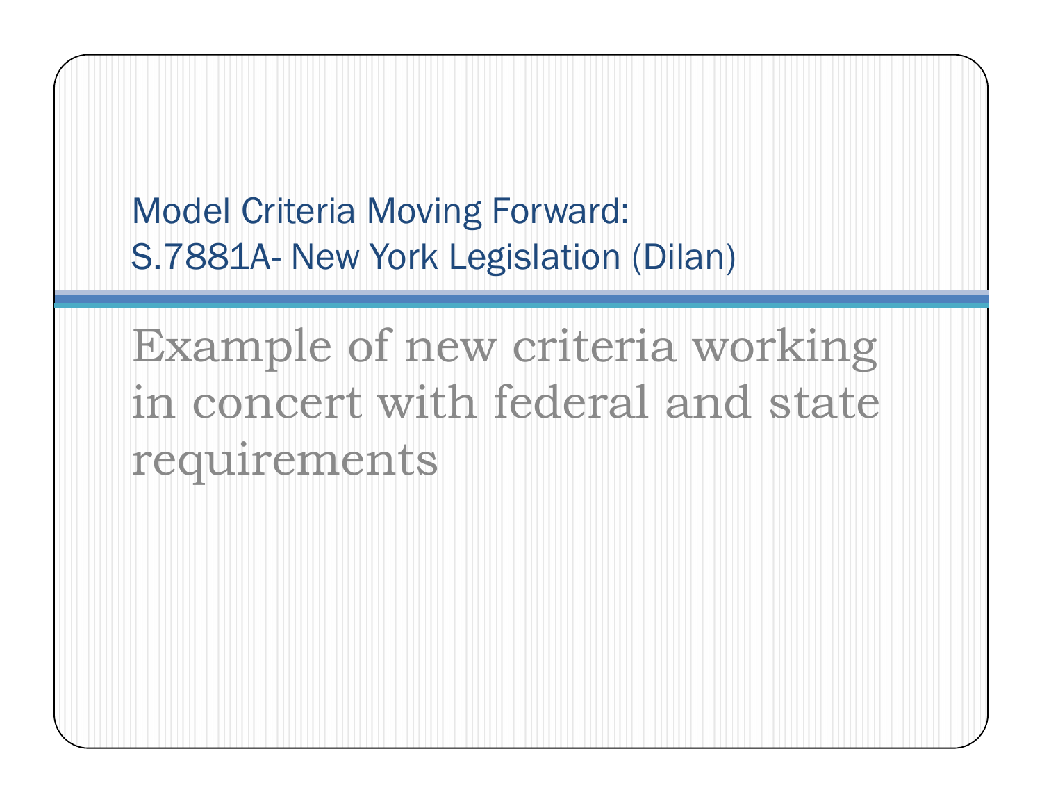# Model Criteria Moving Forward:
# S.7881A- New York Legislation (Dilan)

Example of new criteria working in concert with federal and state requirements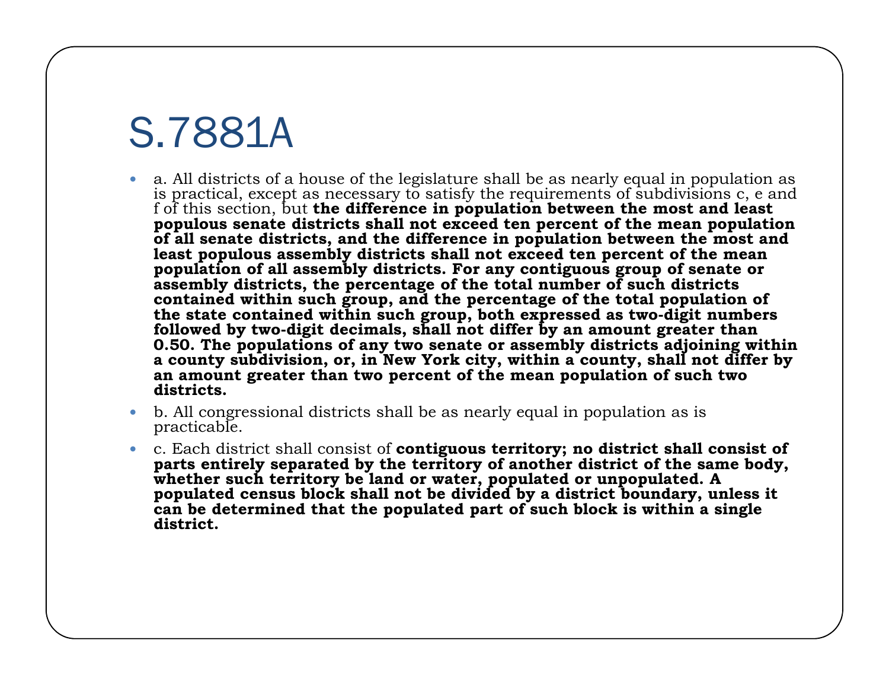# S.7881A

- a. All districts of a house of the legislature shall be as nearly equal in population as is practical, except as necessary to satisfy the requirements of subdivisions c, e and f of this section, but **the difference in population between the most and least populous senate districts shall not exceed ten percent of the mean population of all senate districts, and the difference in population between the most and least populous assembly districts shall not exceed ten percent of the mean population of all assembly districts. For any contiguous group of senate or assembly districts, the percentage of the total number of such districts contained within such group, and the percentage of the total population of the state contained within such group, both expressed as two-digit numbers followed by two-digit decimals, shall not differ by an amount greater than 0.50. The populations of any two senate or assembly districts adjoining within a county subdivision, or, in New York city, within a county, shall not differ by an amount greater than two percent of the mean population of such two districts.**
- b. All congressional districts shall be as nearly equal in population as is practicable.
- c. Each district shall consist of **contiguous territory; no district shall consist of parts entirely separated by the territory of another district of the same body, whether such territory be land or water, populated or unpopulated. A populated census block shall not be divided by a district boundary, unless it can be determined that the populated part of such block is within a single district.**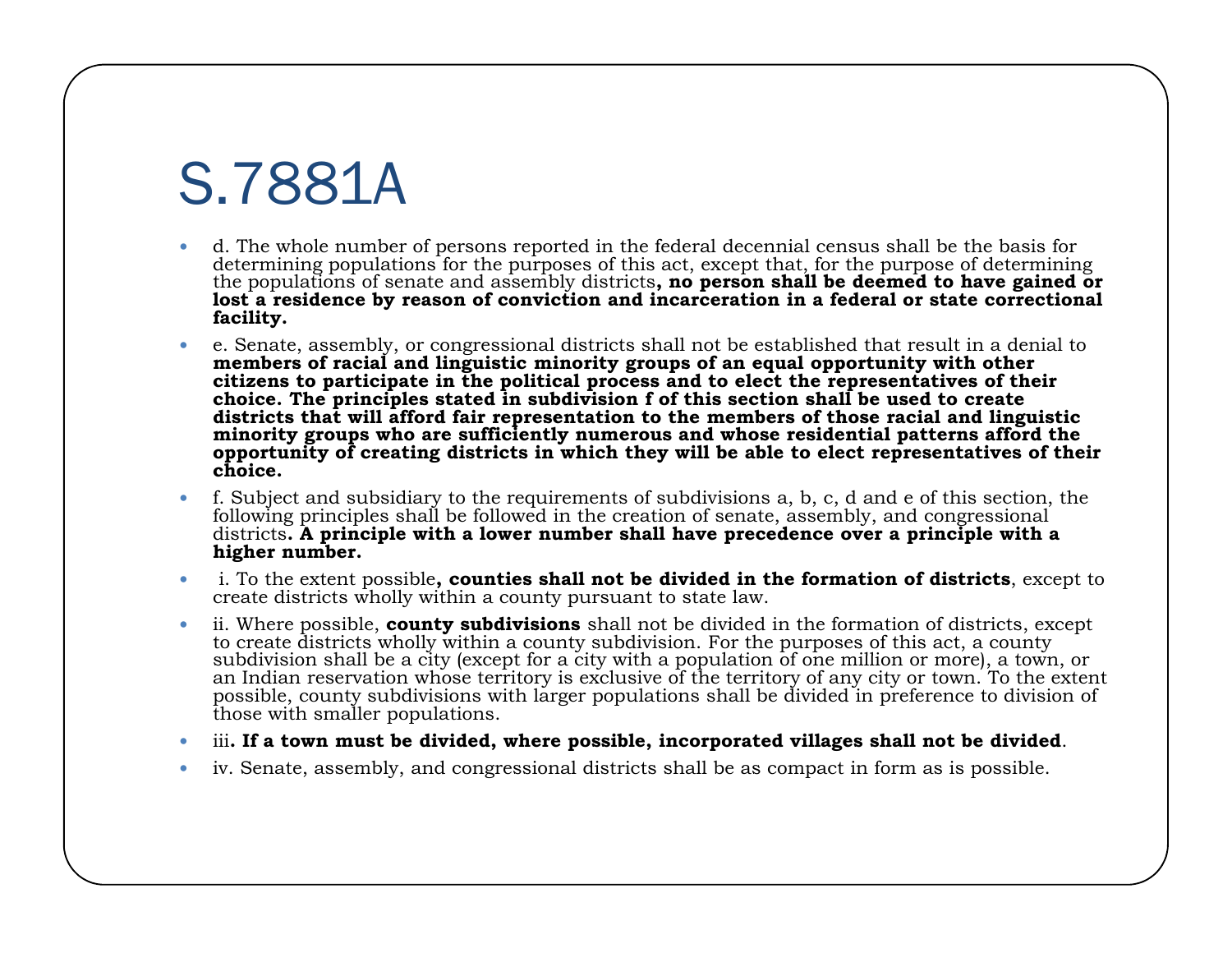# S.7881A

- d. The whole number of persons reported in the federal decennial census shall be the basis for determining populations for the purposes of this act, except that, for the purpose of determining the populations of senate and assembly districts**, no person shall be deemed to have gained or lost a residence by reason of conviction and incarceration in a federal or state correctional facility.**
- e. Senate, assembly, or congressional districts shall not be established that result in a denial to **members of racial and linguistic minority groups of an equal opportunity with other citizens to participate in the political process and to elect the representatives of their choice. The principles stated in subdivision f of this section shall be used to create districts that will afford fair representation to the members of those racial and linguistic minority groups who are sufficiently numerous and whose residential patterns afford the opportunity of creating districts in which they will be able to elect representatives of their choice.**
- f. Subject and subsidiary to the requirements of subdivisions a, b, c, d and e of this section, the following principles shall be followed in the creation of senate, assembly, and congressional districts**. A principle with a lower number shall have precedence over a principle with a higher number.**
- i. To the extent possible**, counties shall not be divided in the formation of districts**, except to create districts wholly within a county pursuant to state law.
- ii. Where possible, **county subdivisions** shall not be divided in the formation of districts, except to create districts wholly within a county subdivision. For the purposes of this act, a county subdivision shall be a city (except for a city with a population of one million or more), a town, or an Indian reservation whose territory is exclusive of the territory of any city or town. To the extent possible, county subdivisions with larger populations shall be divided in preference to division of those with smaller populations.
- iii**. If a town must be divided, where possible, incorporated villages shall not be divided**.
- iv. Senate, assembly, and congressional districts shall be as compact in form as is possible.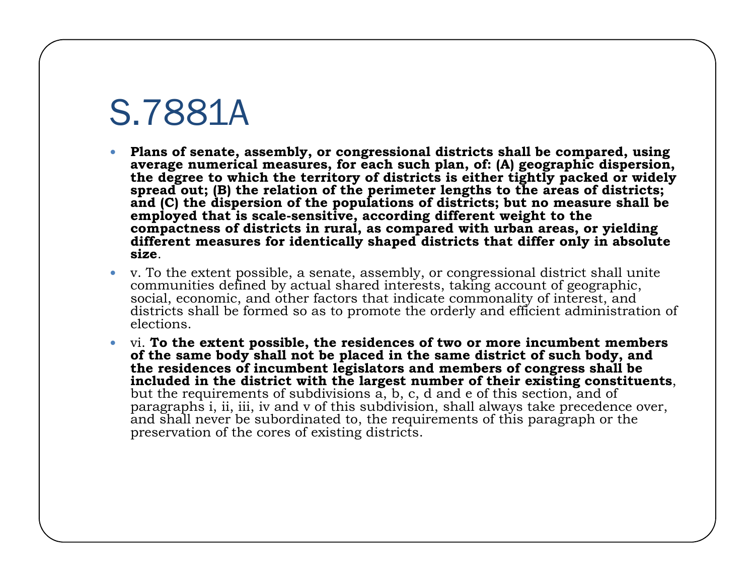# S.7881A

- **Plans of senate, assembly, or congressional districts shall be compared, using average numerical measures, for each such plan, of: (A) geographic dispersion, the degree to which the territory of districts is either tightly packed or widely spread out; (B) the relation of the perimeter lengths to the areas of districts; and (C) the dispersion of the populations of districts; but no measure shall be employed that is scale-sensitive, according different weight to the compactness of districts in rural, as compared with urban areas, or yielding different measures for identically shaped districts that differ only in absolute size**.
- v. To the extent possible, a senate, assembly, or congressional district shall unite communities defined by actual shared interests, taking account of geographic, social, economic, and other factors that indicate commonality of interest, and districts shall be formed so as to promote the orderly and efficient administration of elections.
- vi. **To the extent possible, the residences of two or more incumbent members of the same body shall not be placed in the same district of such body, and the residences of incumbent legislators and members of congress shall be included in the district with the largest number of their existing constituents**, but the requirements of subdivisions a, b, c, d and e of this section, and of paragraphs i, ii, iii, iv and v of this subdivision, shall always take precedence over, and shall never be subordinated to, the requirements of this paragraph or the preservation of the cores of existing districts.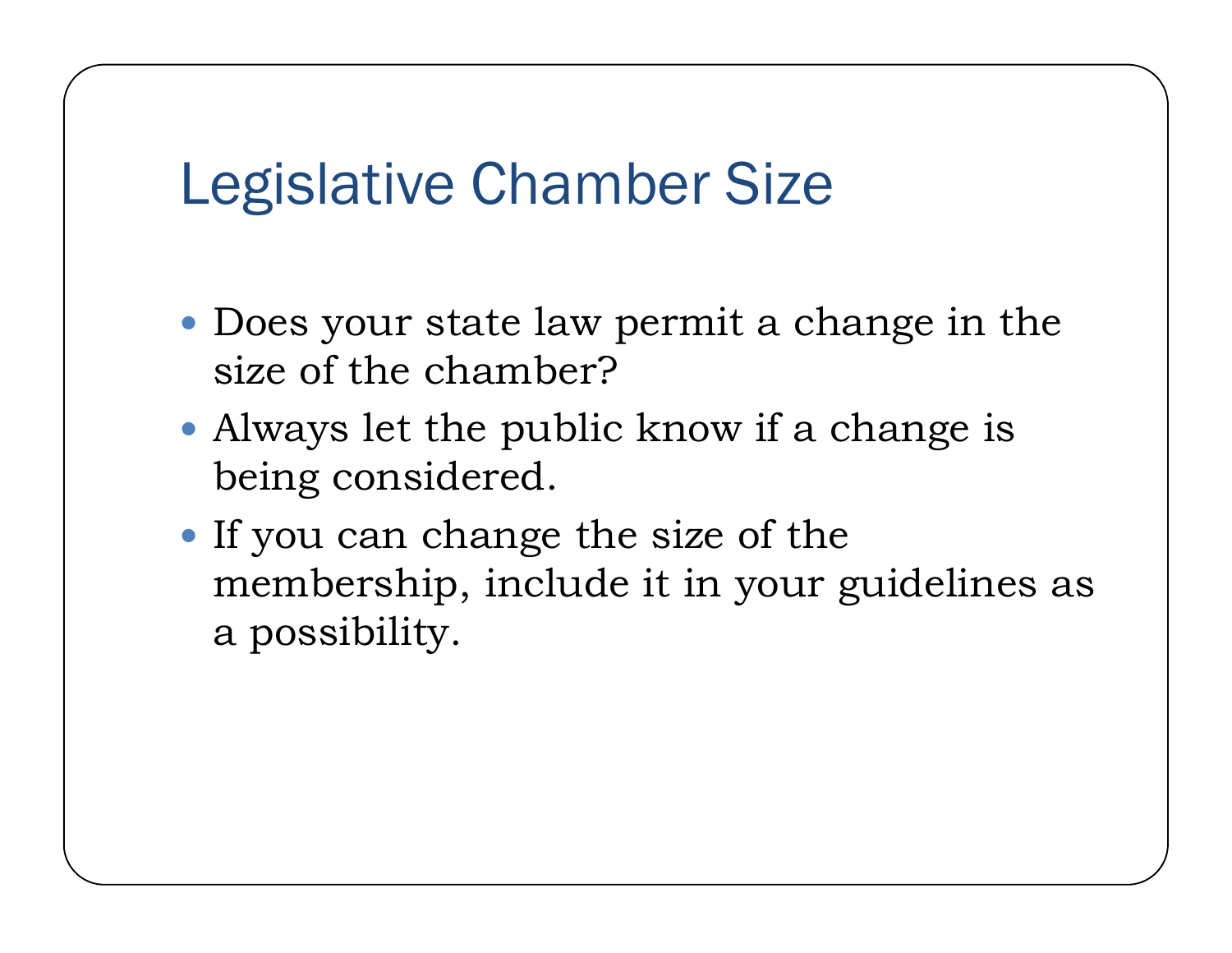# Legislative Chamber Size

- Does your state law permit a change in the size of the chamber?
- Always let the public know if a change is being considered.
- If you can change the size of the membership, include it in your guidelines as a possibility.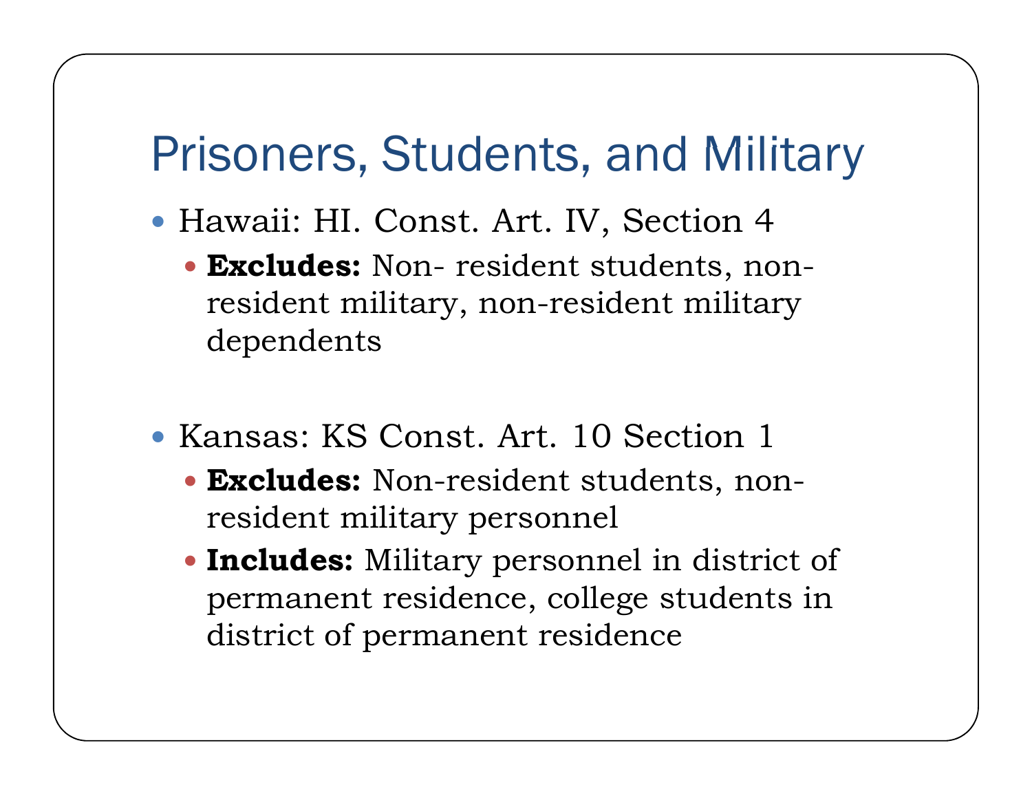# Prisoners, Students, and Military

- Hawaii: HI. Const. Art. IV, Section 4
  - **Excludes:** Non- resident students, non-resident military, non-resident military dependents

- Kansas: KS Const. Art. 10 Section 1
  - **Excludes:** Non-resident students, non-resident military personnel
  - **Includes:** Military personnel in district of permanent residence, college students in district of permanent residence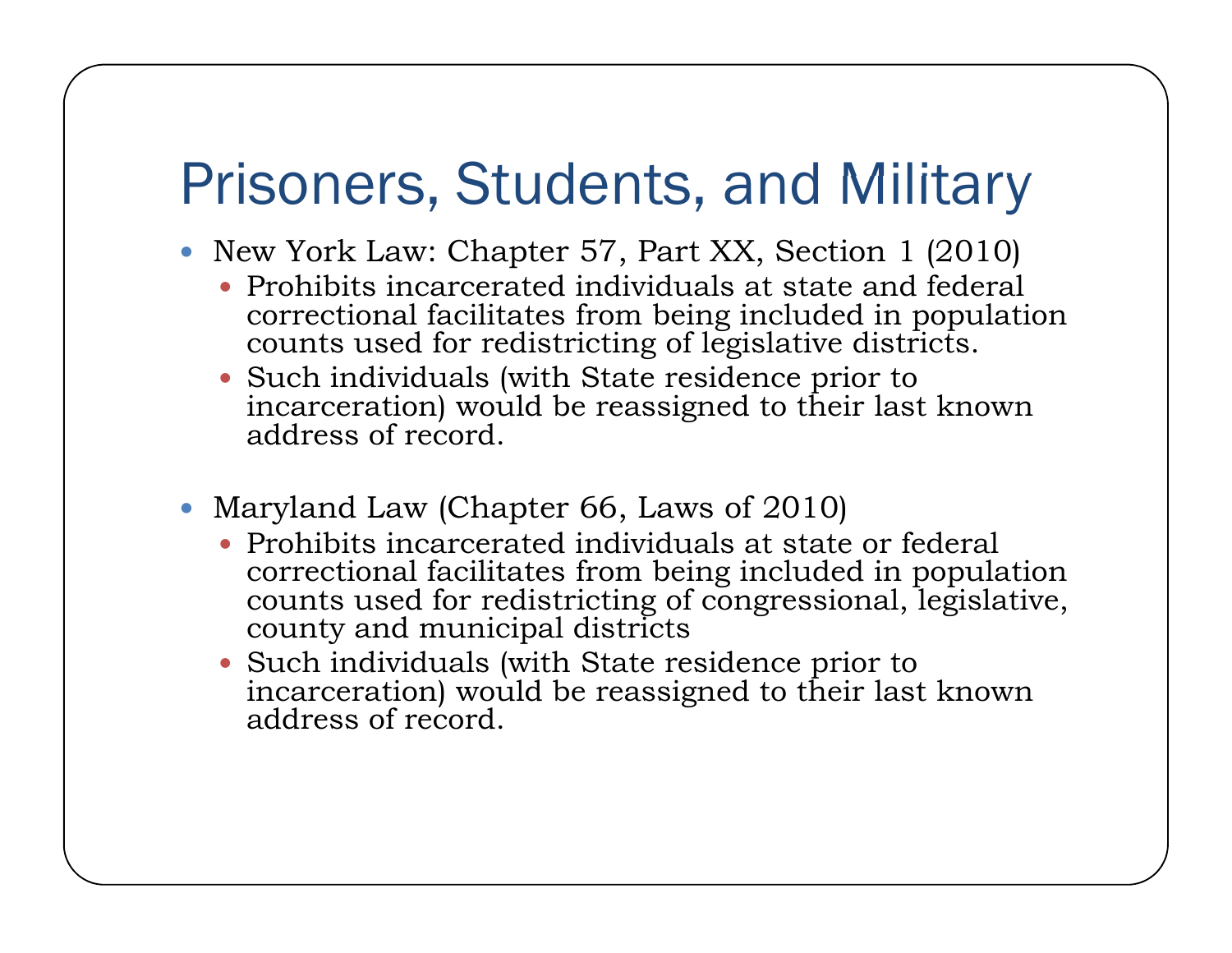# Prisoners, Students, and Military

- New York Law: Chapter 57, Part XX, Section 1 (2010)
  - Prohibits incarcerated individuals at state and federal correctional facilitates from being included in population counts used for redistricting of legislative districts.
  - Such individuals (with State residence prior to incarceration) would be reassigned to their last known address of record.

- Maryland Law (Chapter 66, Laws of 2010)
  - Prohibits incarcerated individuals at state or federal correctional facilitates from being included in population counts used for redistricting of congressional, legislative, county and municipal districts
  - Such individuals (with State residence prior to incarceration) would be reassigned to their last known address of record.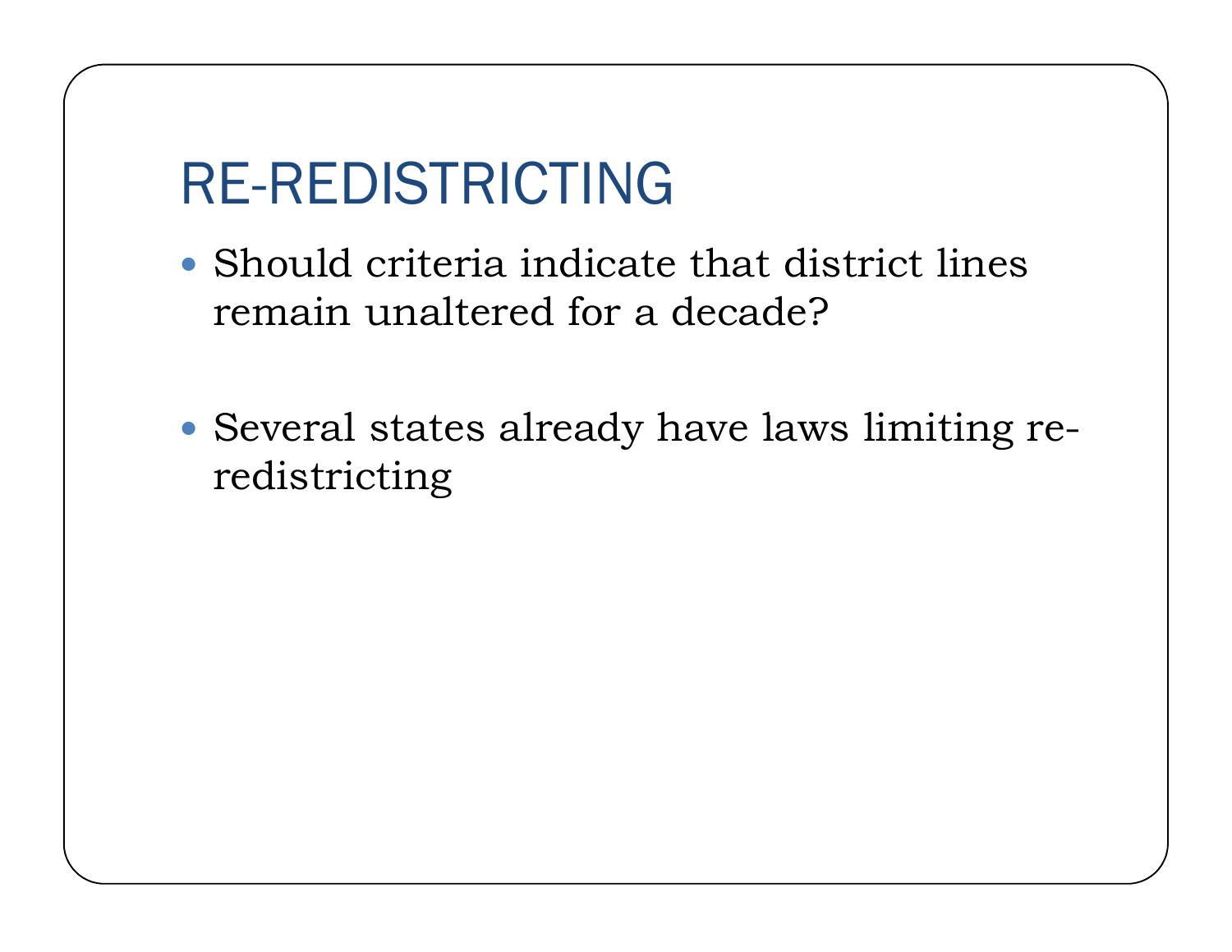# RE-REDISTRICTING

- Should criteria indicate that district lines remain unaltered for a decade?
- Several states already have laws limiting re-redistricting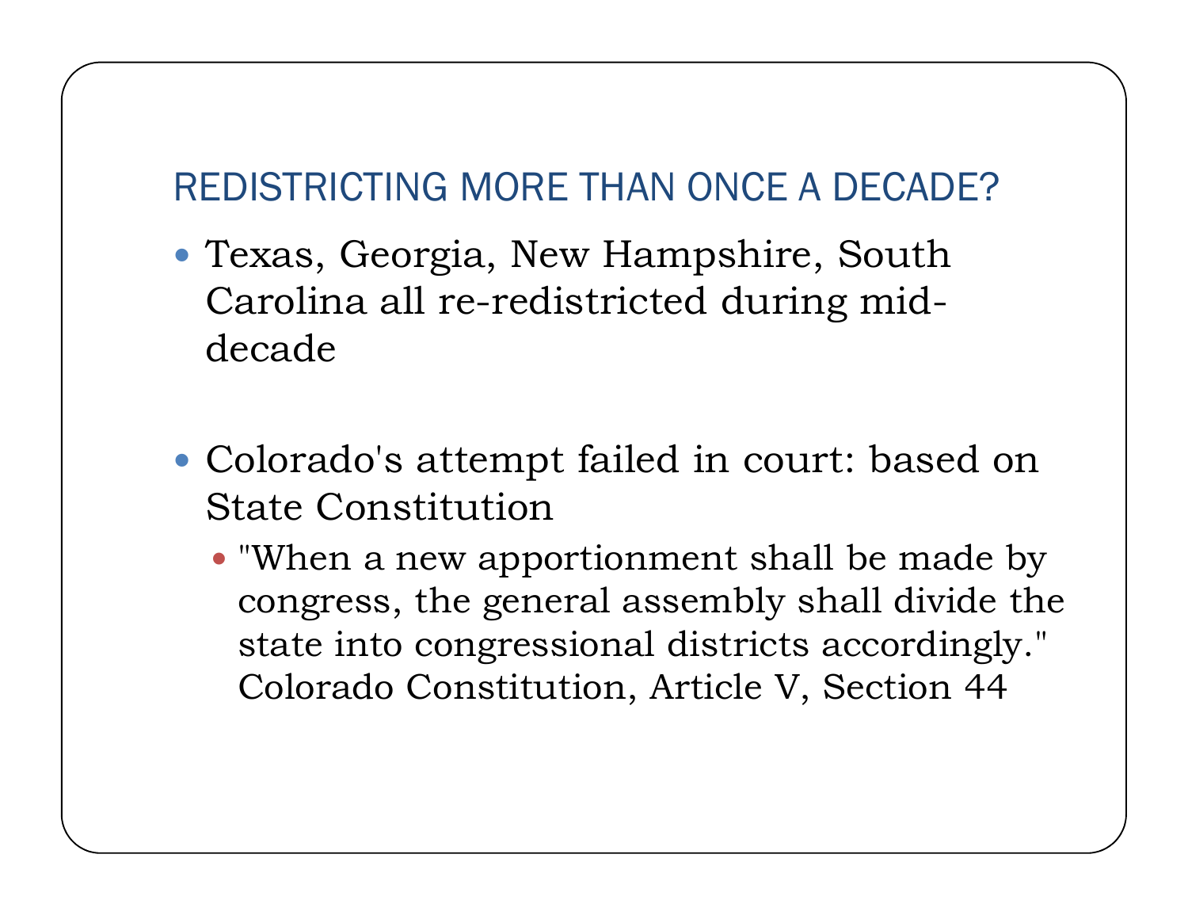## REDISTRICTING MORE THAN ONCE A DECADE?

- Texas, Georgia, New Hampshire, South Carolina all re-redistricted during mid-decade

- Colorado's attempt failed in court: based on State Constitution
  - "When a new apportionment shall be made by congress, the general assembly shall divide the state into congressional districts accordingly." Colorado Constitution, Article V, Section 44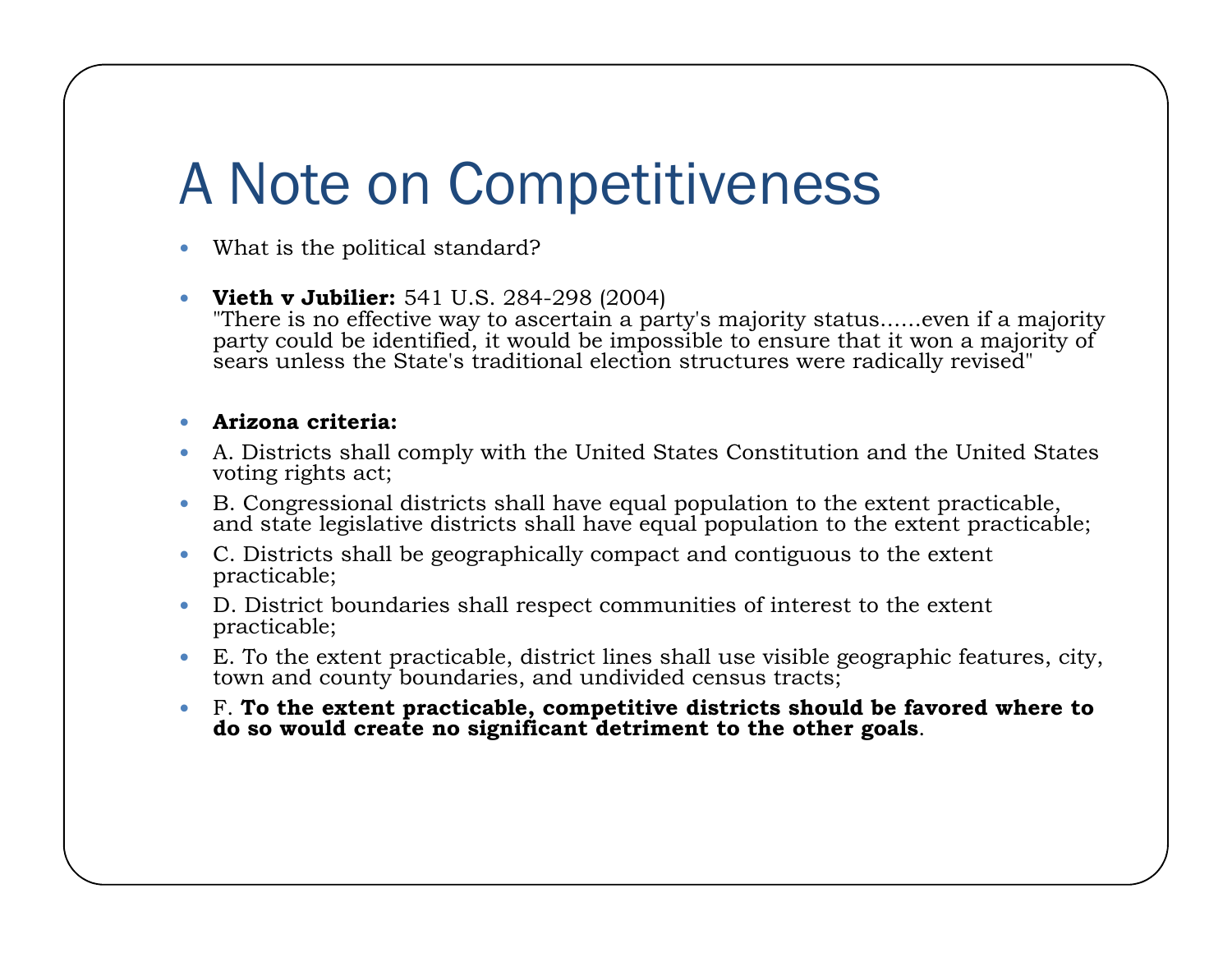# A Note on Competitiveness

- What is the political standard?
- **Vieth v Jubilier:** 541 U.S. 284-298 (2004)
  "There is no effective way to ascertain a party's majority status......even if a majority party could be identified, it would be impossible to ensure that it won a majority of sears unless the State's traditional election structures were radically revised"
- **Arizona criteria:**
- A. Districts shall comply with the United States Constitution and the United States voting rights act;
- B. Congressional districts shall have equal population to the extent practicable, and state legislative districts shall have equal population to the extent practicable;
- C. Districts shall be geographically compact and contiguous to the extent practicable;
- D. District boundaries shall respect communities of interest to the extent practicable;
- E. To the extent practicable, district lines shall use visible geographic features, city, town and county boundaries, and undivided census tracts;
- F. **To the extent practicable, competitive districts should be favored where to do so would create no significant detriment to the other goals**.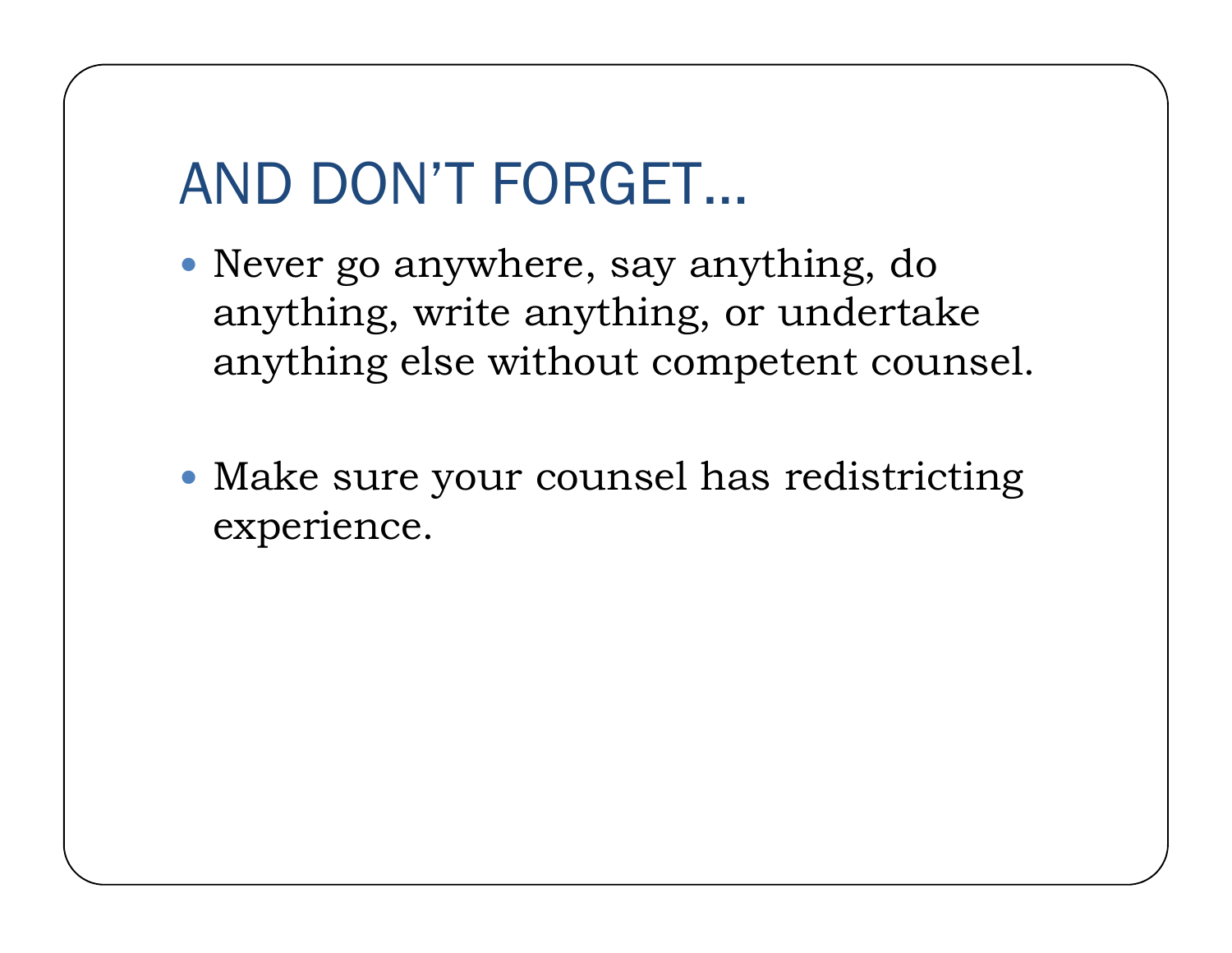# AND DON'T FORGET…

- Never go anywhere, say anything, do anything, write anything, or undertake anything else without competent counsel.

- Make sure your counsel has redistricting experience.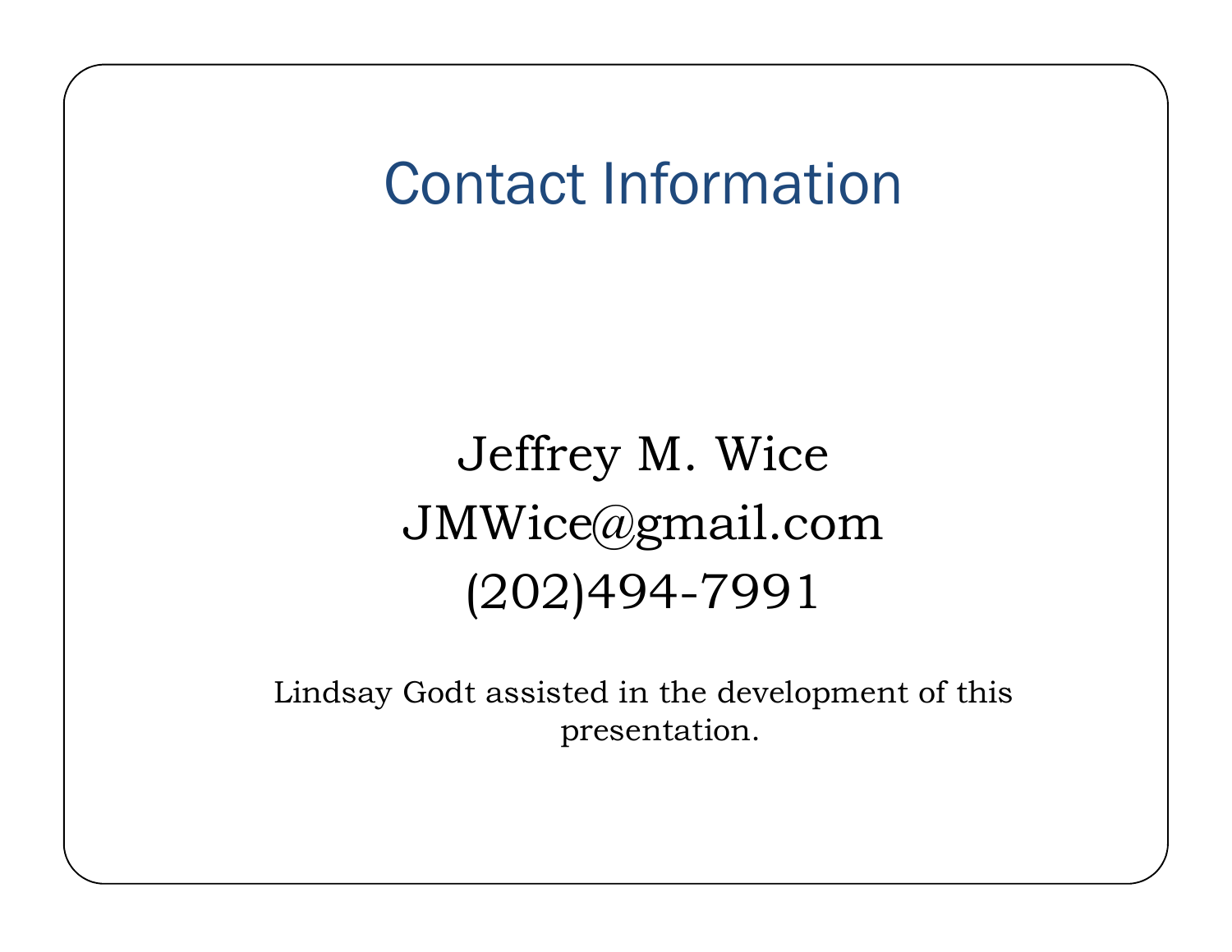# Contact Information

Jeffrey M. Wice

JMWice@gmail.com

(202)494-7991

Lindsay Godt assisted in the development of this presentation.